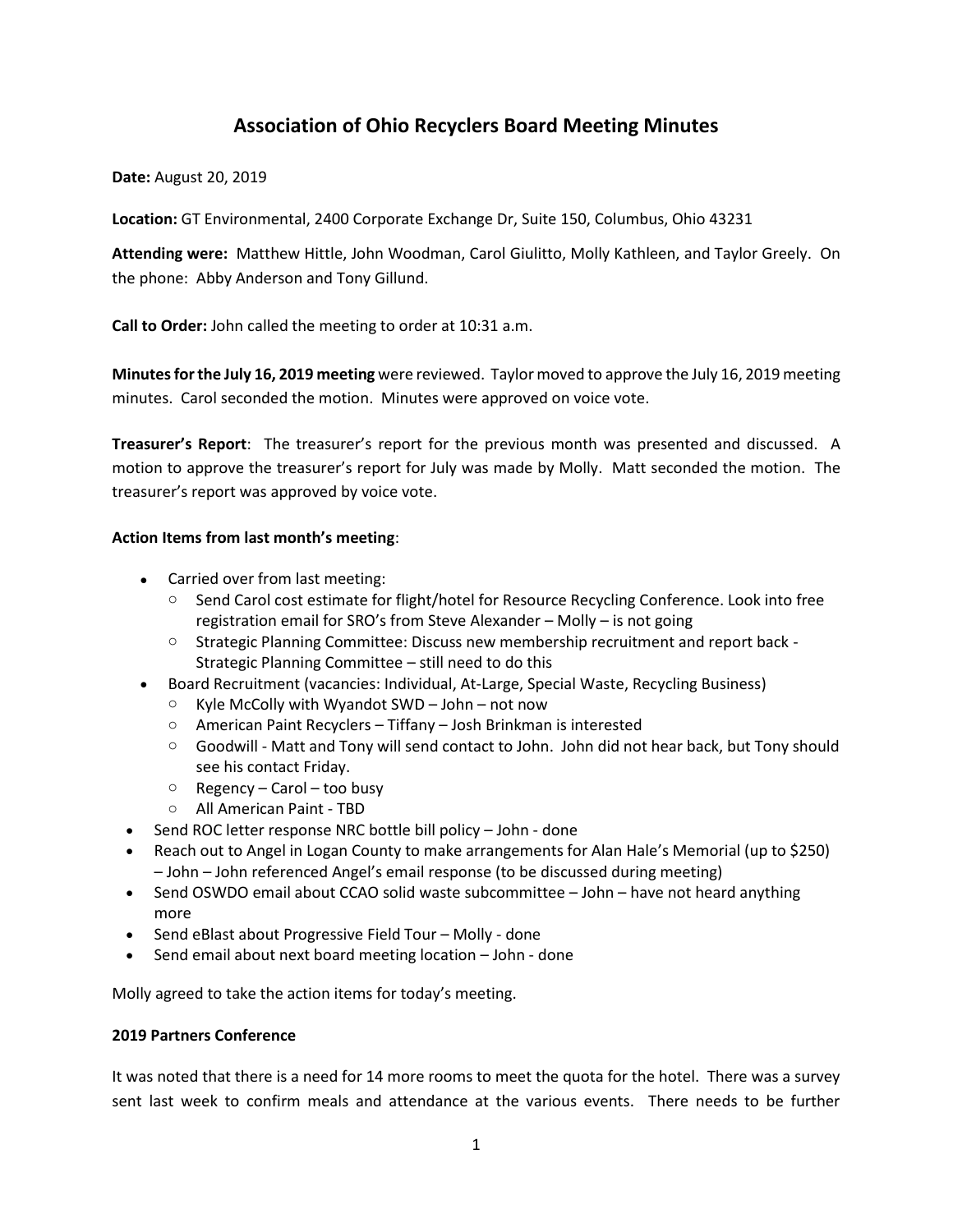# Association of Ohio Recyclers Board Meeting Minutes

**Date:** August 20, 2019

**Location:** GT Environmental, 2400 Corporate Exchange Dr, Suite 150, Columbus, Ohio 43231

**Attending were:** Matthew Hittle, John Woodman, Carol Giulitto, Molly Kathleen, and Taylor Greely. On the phone: Abby Anderson and Tony Gillund.

**Call to Order:** John called the meeting to order at 10:31 a.m.

**Minutes for the July 16, 2019 meeting** were reviewed. Taylor moved to approve the July 16, 2019 meeting minutes. Carol seconded the motion. Minutes were approved on voice vote.

**Treasurer's Report**: The treasurer's report for the previous month was presented and discussed. A motion to approve the treasurer's report for July was made by Molly. Matt seconded the motion. The treasurer's report was approved by voice vote.

**Action Items from last month's meeting**:

- Carried over from last meeting:
  - Send Carol cost estimate for flight/hotel for Resource Recycling Conference. Look into free registration email for SRO's from Steve Alexander – Molly – is not going
  - Strategic Planning Committee: Discuss new membership recruitment and report back - Strategic Planning Committee – still need to do this
- Board Recruitment (vacancies: Individual, At-Large, Special Waste, Recycling Business)
  - Kyle McColly with Wyandot SWD – John – not now
  - American Paint Recyclers – Tiffany – Josh Brinkman is interested
  - Goodwill - Matt and Tony will send contact to John. John did not hear back, but Tony should see his contact Friday.
  - Regency – Carol – too busy
  - All American Paint - TBD
- Send ROC letter response NRC bottle bill policy – John - done
- Reach out to Angel in Logan County to make arrangements for Alan Hale's Memorial (up to $250) – John – John referenced Angel's email response (to be discussed during meeting)
- Send OSWDO email about CCAO solid waste subcommittee – John – have not heard anything more
- Send eBlast about Progressive Field Tour – Molly - done
- Send email about next board meeting location – John - done

Molly agreed to take the action items for today's meeting.

**2019 Partners Conference**

It was noted that there is a need for 14 more rooms to meet the quota for the hotel. There was a survey sent last week to confirm meals and attendance at the various events. There needs to be further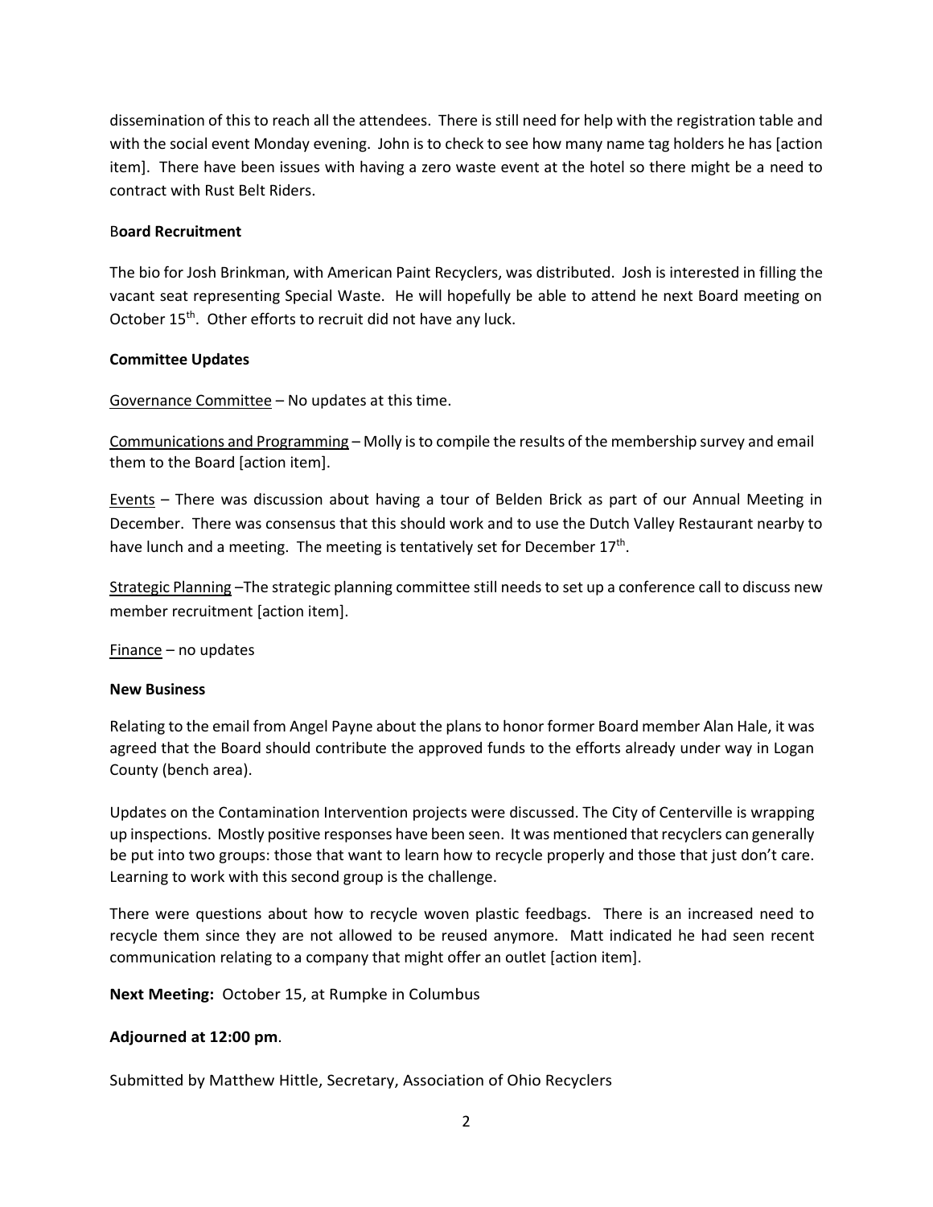dissemination of this to reach all the attendees. There is still need for help with the registration table and with the social event Monday evening. John is to check to see how many name tag holders he has [action item]. There have been issues with having a zero waste event at the hotel so there might be a need to contract with Rust Belt Riders.

**Board Recruitment**

The bio for Josh Brinkman, with American Paint Recyclers, was distributed. Josh is interested in filling the vacant seat representing Special Waste. He will hopefully be able to attend he next Board meeting on October 15th. Other efforts to recruit did not have any luck.

**Committee Updates**

Governance Committee – No updates at this time.

Communications and Programming – Molly is to compile the results of the membership survey and email them to the Board [action item].

Events – There was discussion about having a tour of Belden Brick as part of our Annual Meeting in December. There was consensus that this should work and to use the Dutch Valley Restaurant nearby to have lunch and a meeting. The meeting is tentatively set for December 17th.

Strategic Planning –The strategic planning committee still needs to set up a conference call to discuss new member recruitment [action item].

Finance – no updates

**New Business**

Relating to the email from Angel Payne about the plans to honor former Board member Alan Hale, it was agreed that the Board should contribute the approved funds to the efforts already under way in Logan County (bench area).

Updates on the Contamination Intervention projects were discussed. The City of Centerville is wrapping up inspections. Mostly positive responses have been seen. It was mentioned that recyclers can generally be put into two groups: those that want to learn how to recycle properly and those that just don't care. Learning to work with this second group is the challenge.

There were questions about how to recycle woven plastic feedbags. There is an increased need to recycle them since they are not allowed to be reused anymore. Matt indicated he had seen recent communication relating to a company that might offer an outlet [action item].

**Next Meeting:** October 15, at Rumpke in Columbus

**Adjourned at 12:00 pm**.

Submitted by Matthew Hittle, Secretary, Association of Ohio Recyclers